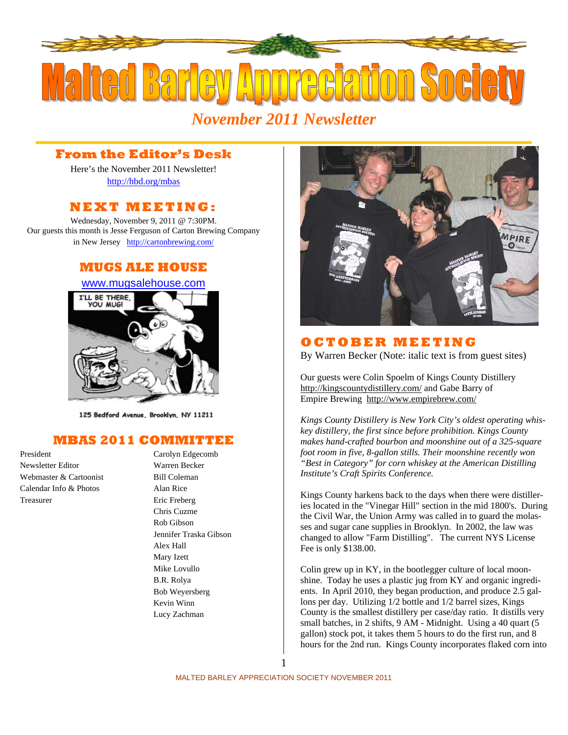# Malted Barley Appreciation Society

## *November 2011 Newsletter*

## From the Editor's Desk

Here's the November 2011 Newsletter!

http://hbd.org/mbas

## NEXT MEETING:

Wednesday, November 9, 2011 @ 7:30PM.

Our guests this month is Jesse Ferguson of Carton Brewing Company in New Jersey http://cartonbrewing.com/

## MUGS ALE HOUSE

www.mugsalehouse.com

I'LL BE THERE, YOU MUG!

125 Bedford Avenue, Brooklyn, NY 11211

## MBAS 2011 COMMITTEE

| | |
|---|---|
| President | Carolyn Edgecomb |
| Newsletter Editor | Warren Becker |
| Webmaster & Cartoonist | Bill Coleman |
| Calendar Info & Photos | Alan Rice |
| Treasurer | Eric Freberg |
| | Chris Cuzme |
| | Rob Gibson |
| | Jennifer Traska Gibson |
| | Alex Hall |
| | Mary Izett |
| | Mike Lovullo |
| | B.R. Rolya |
| | Bob Weyersberg |
| | Kevin Winn |
| | Lucy Zachman |

## OCTOBER MEETING

By Warren Becker (Note: italic text is from guest sites)

Our guests were Colin Spoelm of Kings County Distillery http://kingscountydistillery.com/ and Gabe Barry of Empire Brewing http://www.empirebrew.com/

*Kings County Distillery is New York City's oldest operating whiskey distillery, the first since before prohibition. Kings County makes hand-crafted bourbon and moonshine out of a 325-square foot room in five, 8-gallon stills. Their moonshine recently won "Best in Category" for corn whiskey at the American Distilling Institute's Craft Spirits Conference.*

Kings County harkens back to the days when there were distilleries located in the "Vinegar Hill" section in the mid 1800's. During the Civil War, the Union Army was called in to guard the molasses and sugar cane supplies in Brooklyn. In 2002, the law was changed to allow "Farm Distilling". The current NYS License Fee is only $138.00.

Colin grew up in KY, in the bootlegger culture of local moonshine. Today he uses a plastic jug from KY and organic ingredients. In April 2010, they began production, and produce 2.5 gallons per day. Utilizing 1/2 bottle and 1/2 barrel sizes, Kings County is the smallest distillery per case/day ratio. It distills very small batches, in 2 shifts, 9 AM - Midnight. Using a 40 quart (5 gallon) stock pot, it takes them 5 hours to do the first run, and 8 hours for the 2nd run. Kings County incorporates flaked corn into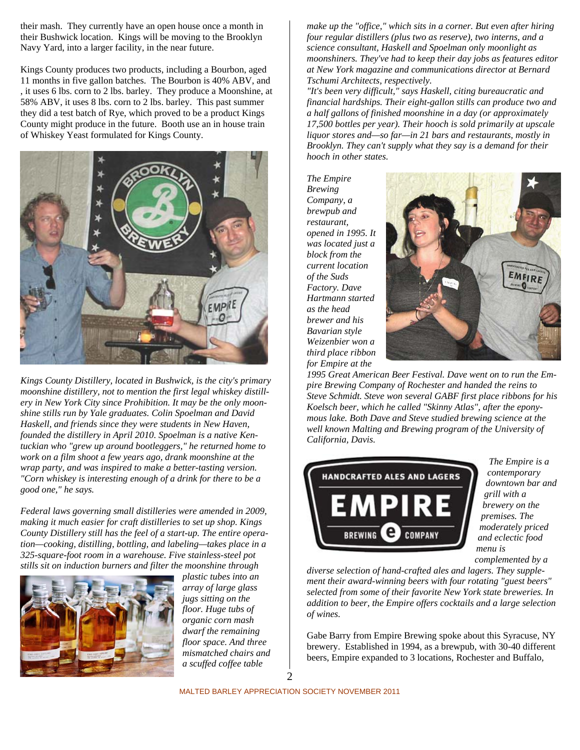their mash. They currently have an open house once a month in their Bushwick location. Kings will be moving to the Brooklyn Navy Yard, into a larger facility, in the near future.

Kings County produces two products, including a Bourbon, aged 11 months in five gallon batches. The Bourbon is 40% ABV, and , it uses 6 lbs. corn to 2 lbs. barley. They produce a Moonshine, at 58% ABV, it uses 8 lbs. corn to 2 lbs. barley. This past summer they did a test batch of Rye, which proved to be a product Kings County might produce in the future. Booth use an in house train of Whiskey Yeast formulated for Kings County.

*Kings County Distillery, located in Bushwick, is the city's primary moonshine distillery, not to mention the first legal whiskey distillery in New York City since Prohibition. It may be the only moonshine stills run by Yale graduates. Colin Spoelman and David Haskell, and friends since they were students in New Haven, founded the distillery in April 2010. Spoelman is a native Kentuckian who "grew up around bootleggers," he returned home to work on a film shoot a few years ago, drank moonshine at the wrap party, and was inspired to make a better-tasting version. "Corn whiskey is interesting enough of a drink for there to be a good one," he says.*

*Federal laws governing small distilleries were amended in 2009, making it much easier for craft distilleries to set up shop. Kings County Distillery still has the feel of a start-up. The entire operation—cooking, distilling, bottling, and labeling—takes place in a 325-square-foot room in a warehouse. Five stainless-steel pot stills sit on induction burners and filter the moonshine through plastic tubes into an array of large glass jugs sitting on the floor. Huge tubs of organic corn mash dwarf the remaining floor space. And three mismatched chairs and a scuffed coffee table make up the "office," which sits in a corner. But even after hiring four regular distillers (plus two as reserve), two interns, and a science consultant, Haskell and Spoelman only moonlight as moonshiners. They've had to keep their day jobs as features editor at New York magazine and communications director at Bernard Tschumi Architects, respectively.*

*"It's been very difficult," says Haskell, citing bureaucratic and financial hardships. Their eight-gallon stills can produce two and a half gallons of finished moonshine in a day (or approximately 17,500 bottles per year). Their hooch is sold primarily at upscale liquor stores and—so far—in 21 bars and restaurants, mostly in Brooklyn. They can't supply what they say is a demand for their hooch in other states.*

*The Empire Brewing Company, a brewpub and restaurant, opened in 1995. It was located just a block from the current location of the Suds Factory. Dave Hartmann started as the head brewer and his Bavarian style Weizenbier won a third place ribbon for Empire at the 1995 Great American Beer Festival. Dave went on to run the Empire Brewing Company of Rochester and handed the reins to Steve Schmidt. Steve won several GABF first place ribbons for his Koelsch beer, which he called "Skinny Atlas", after the eponymous lake. Both Dave and Steve studied brewing science at the well known Malting and Brewing program of the University of California, Davis.*

*The Empire is a contemporary downtown bar and grill with a brewery on the premises. The moderately priced and eclectic food menu is complemented by a diverse selection of hand-crafted ales and lagers. They supplement their award-winning beers with four rotating "guest beers" selected from some of their favorite New York state breweries. In addition to beer, the Empire offers cocktails and a large selection of wines.*

Gabe Barry from Empire Brewing spoke about this Syracuse, NY brewery. Established in 1994, as a brewpub, with 30-40 different beers, Empire expanded to 3 locations, Rochester and Buffalo,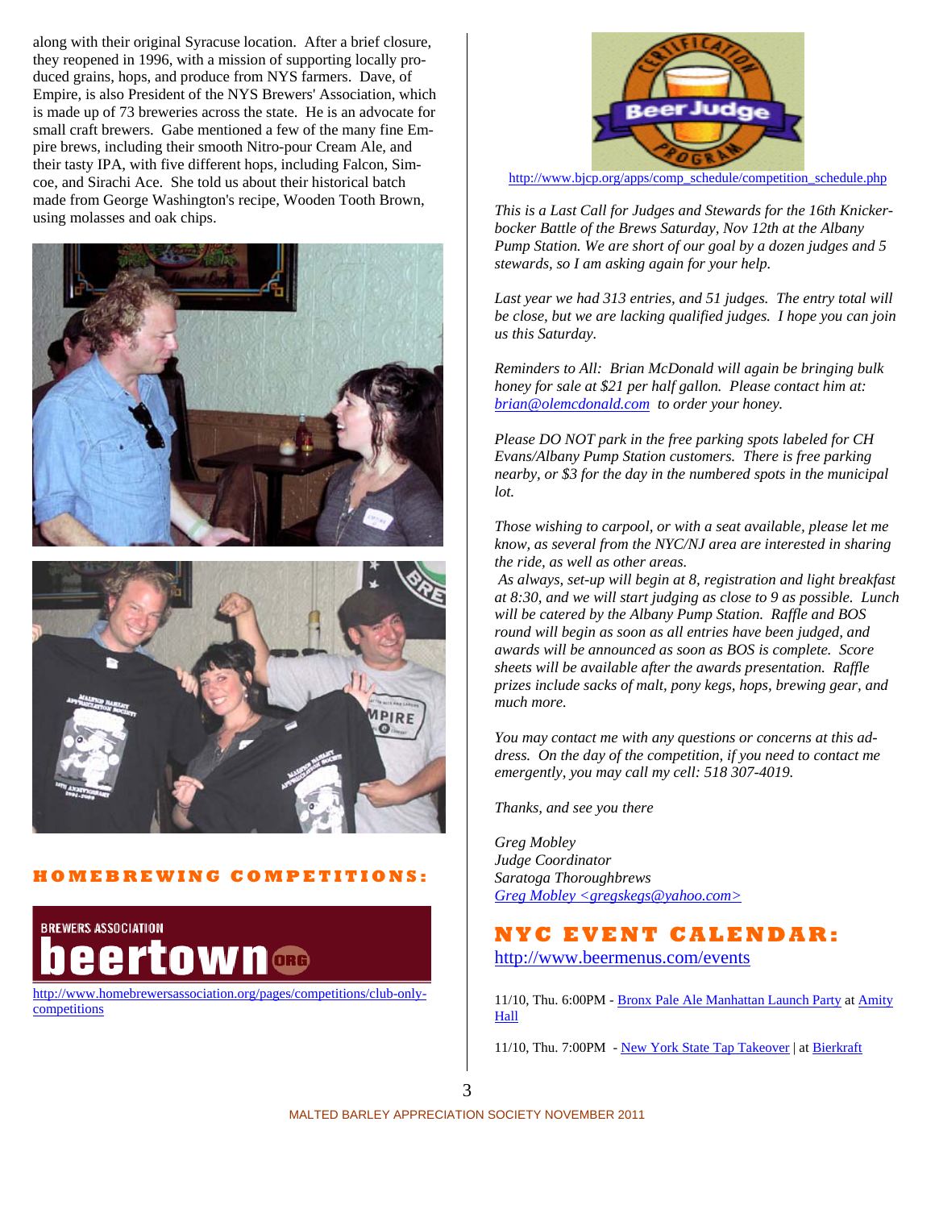along with their original Syracuse location. After a brief closure, they reopened in 1996, with a mission of supporting locally produced grains, hops, and produce from NYS farmers. Dave, of Empire, is also President of the NYS Brewers' Association, which is made up of 73 breweries across the state. He is an advocate for small craft brewers. Gabe mentioned a few of the many fine Empire brews, including their smooth Nitro-pour Cream Ale, and their tasty IPA, with five different hops, including Falcon, Simcoe, and Sirachi Ace. She told us about their historical batch made from George Washington's recipe, Wooden Tooth Brown, using molasses and oak chips.

## HOMEBREWING COMPETITIONS:

BREWERS ASSOCIATION beertown.org

http://www.homebrewersassociation.org/pages/competitions/club-only-competitions

Certification Beer Judge Program

http://www.bjcp.org/apps/comp_schedule/competition_schedule.php

*This is a Last Call for Judges and Stewards for the 16th Knickerbocker Battle of the Brews Saturday, Nov 12th at the Albany Pump Station. We are short of our goal by a dozen judges and 5 stewards, so I am asking again for your help.*

*Last year we had 313 entries, and 51 judges. The entry total will be close, but we are lacking qualified judges. I hope you can join us this Saturday.*

*Reminders to All: Brian McDonald will again be bringing bulk honey for sale at $21 per half gallon. Please contact him at: brian@olemcdonald.com to order your honey.*

*Please DO NOT park in the free parking spots labeled for CH Evans/Albany Pump Station customers. There is free parking nearby, or $3 for the day in the numbered spots in the municipal lot.*

*Those wishing to carpool, or with a seat available, please let me know, as several from the NYC/NJ area are interested in sharing the ride, as well as other areas.*

*As always, set-up will begin at 8, registration and light breakfast at 8:30, and we will start judging as close to 9 as possible. Lunch will be catered by the Albany Pump Station. Raffle and BOS round will begin as soon as all entries have been judged, and awards will be announced as soon as BOS is complete. Score sheets will be available after the awards presentation. Raffle prizes include sacks of malt, pony kegs, hops, brewing gear, and much more.*

*You may contact me with any questions or concerns at this address. On the day of the competition, if you need to contact me emergently, you may call my cell: 518 307-4019.*

*Thanks, and see you there*

*Greg Mobley*
*Judge Coordinator*
*Saratoga Thoroughbrews*
*Greg Mobley <gregskegs@yahoo.com>*

## NYC EVENT CALENDAR:

http://www.beermenus.com/events

11/10, Thu. 6:00PM - Bronx Pale Ale Manhattan Launch Party at Amity Hall

11/10, Thu. 7:00PM - New York State Tap Takeover | at Bierkraft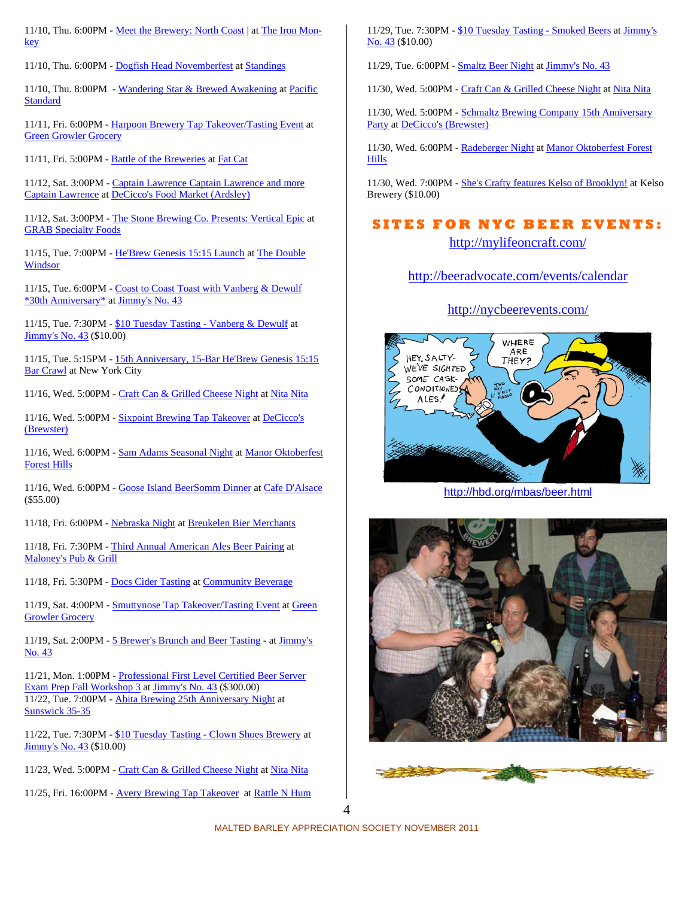11/10, Thu. 6:00PM - Meet the Brewery: North Coast | at The Iron Monkey

11/10, Thu. 6:00PM - Dogfish Head Novemberfest at Standings

11/10, Thu. 8:00PM - Wandering Star & Brewed Awakening at Pacific Standard

11/11, Fri. 6:00PM - Harpoon Brewery Tap Takeover/Tasting Event at Green Growler Grocery

11/11, Fri. 5:00PM - Battle of the Breweries at Fat Cat

11/12, Sat. 3:00PM - Captain Lawrence Captain Lawrence and more Captain Lawrence at DeCicco's Food Market (Ardsley)

11/12, Sat. 3:00PM - The Stone Brewing Co. Presents: Vertical Epic at GRAB Specialty Foods

11/15, Tue. 7:00PM - He'Brew Genesis 15:15 Launch at The Double Windsor

11/15, Tue. 6:00PM - Coast to Coast Toast with Vanberg & Dewulf *30th Anniversary* at Jimmy's No. 43

11/15, Tue. 7:30PM - $10 Tuesday Tasting - Vanberg & Dewulf at Jimmy's No. 43 ($10.00)

11/15, Tue. 5:15PM - 15th Anniversary, 15-Bar He'Brew Genesis 15:15 Bar Crawl at New York City

11/16, Wed. 5:00PM - Craft Can & Grilled Cheese Night at Nita Nita

11/16, Wed. 5:00PM - Sixpoint Brewing Tap Takeover at DeCicco's (Brewster)

11/16, Wed. 6:00PM - Sam Adams Seasonal Night at Manor Oktoberfest Forest Hills

11/16, Wed. 6:00PM - Goose Island BeerSomm Dinner at Cafe D'Alsace ($55.00)

11/18, Fri. 6:00PM - Nebraska Night at Breukelen Bier Merchants

11/18, Fri. 7:30PM - Third Annual American Ales Beer Pairing at Maloney's Pub & Grill

11/18, Fri. 5:30PM - Docs Cider Tasting at Community Beverage

11/19, Sat. 4:00PM - Smuttynose Tap Takeover/Tasting Event at Green Growler Grocery

11/19, Sat. 2:00PM - 5 Brewer's Brunch and Beer Tasting - at Jimmy's No. 43

11/21, Mon. 1:00PM - Professional First Level Certified Beer Server Exam Prep Fall Workshop 3 at Jimmy's No. 43 ($300.00)
11/22, Tue. 7:00PM - Abita Brewing 25th Anniversary Night at Sunswick 35-35

11/22, Tue. 7:30PM - $10 Tuesday Tasting - Clown Shoes Brewery at Jimmy's No. 43 ($10.00)

11/23, Wed. 5:00PM - Craft Can & Grilled Cheese Night at Nita Nita

11/25, Fri. 16:00PM - Avery Brewing Tap Takeover at Rattle N Hum

11/29, Tue. 7:30PM - $10 Tuesday Tasting - Smoked Beers at Jimmy's No. 43 ($10.00)

11/29, Tue. 6:00PM - Smaltz Beer Night at Jimmy's No. 43

11/30, Wed. 5:00PM - Craft Can & Grilled Cheese Night at Nita Nita

11/30, Wed. 5:00PM - Schmaltz Brewing Company 15th Anniversary Party at DeCicco's (Brewster)

11/30, Wed. 6:00PM - Radeberger Night at Manor Oktoberfest Forest Hills

11/30, Wed. 7:00PM - She's Crafty features Kelso of Brooklyn! at Kelso Brewery ($10.00)

## SITES FOR NYC BEER EVENTS:

http://mylifeoncraft.com/

http://beeradvocate.com/events/calendar

http://nycbeerevents.com/

http://hbd.org/mbas/beer.html

MALTED BARLEY APPRECIATION SOCIETY NOVEMBER 2011